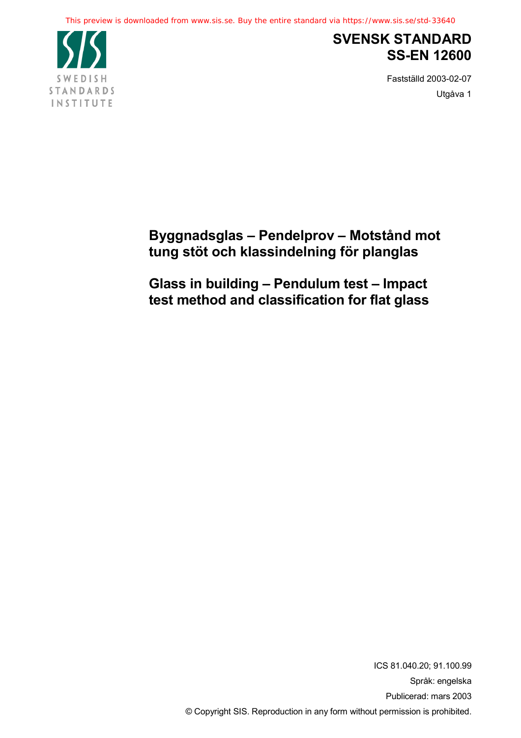This preview is downloaded from www.sis.se. Buy the entire standard via https://www.sis.se/std-33640

SWEDISH STANDARDS INSTITUTE

# SVENSK STANDARD
# SS-EN 12600

Fastställd 2003-02-07

Utgåva 1

## Byggnadsglas – Pendelprov – Motstånd mot tung stöt och klassindelning för planglas

## Glass in building – Pendulum test – Impact test method and classification for flat glass

ICS 81.040.20; 91.100.99

Språk: engelska

Publicerad: mars 2003

© Copyright SIS. Reproduction in any form without permission is prohibited.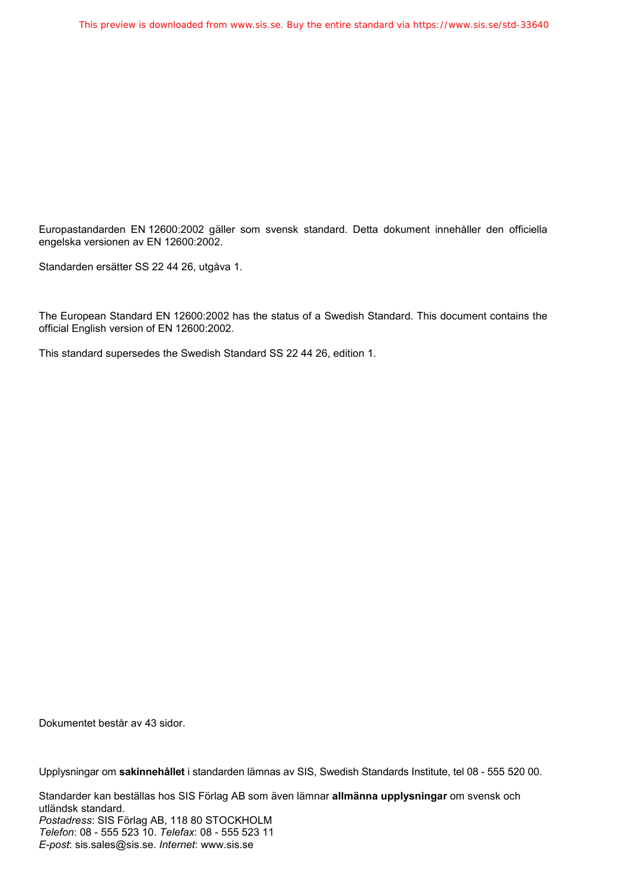Europastandarden EN 12600:2002 gäller som svensk standard. Detta dokument innehåller den officiella engelska versionen av EN 12600:2002.

Standarden ersätter SS 22 44 26, utgåva 1.

The European Standard EN 12600:2002 has the status of a Swedish Standard. This document contains the official English version of EN 12600:2002.

This standard supersedes the Swedish Standard SS 22 44 26, edition 1.

Dokumentet består av 43 sidor.

Upplysningar om **sakinnehållet** i standarden lämnas av SIS, Swedish Standards Institute, tel 08 - 555 520 00.

Standarder kan beställas hos SIS Förlag AB som även lämnar **allmänna upplysningar** om svensk och utländsk standard.
*Postadress*: SIS Förlag AB, 118 80 STOCKHOLM
*Telefon*: 08 - 555 523 10. *Telefax*: 08 - 555 523 11
*E-post*: sis.sales@sis.se. *Internet*: www.sis.se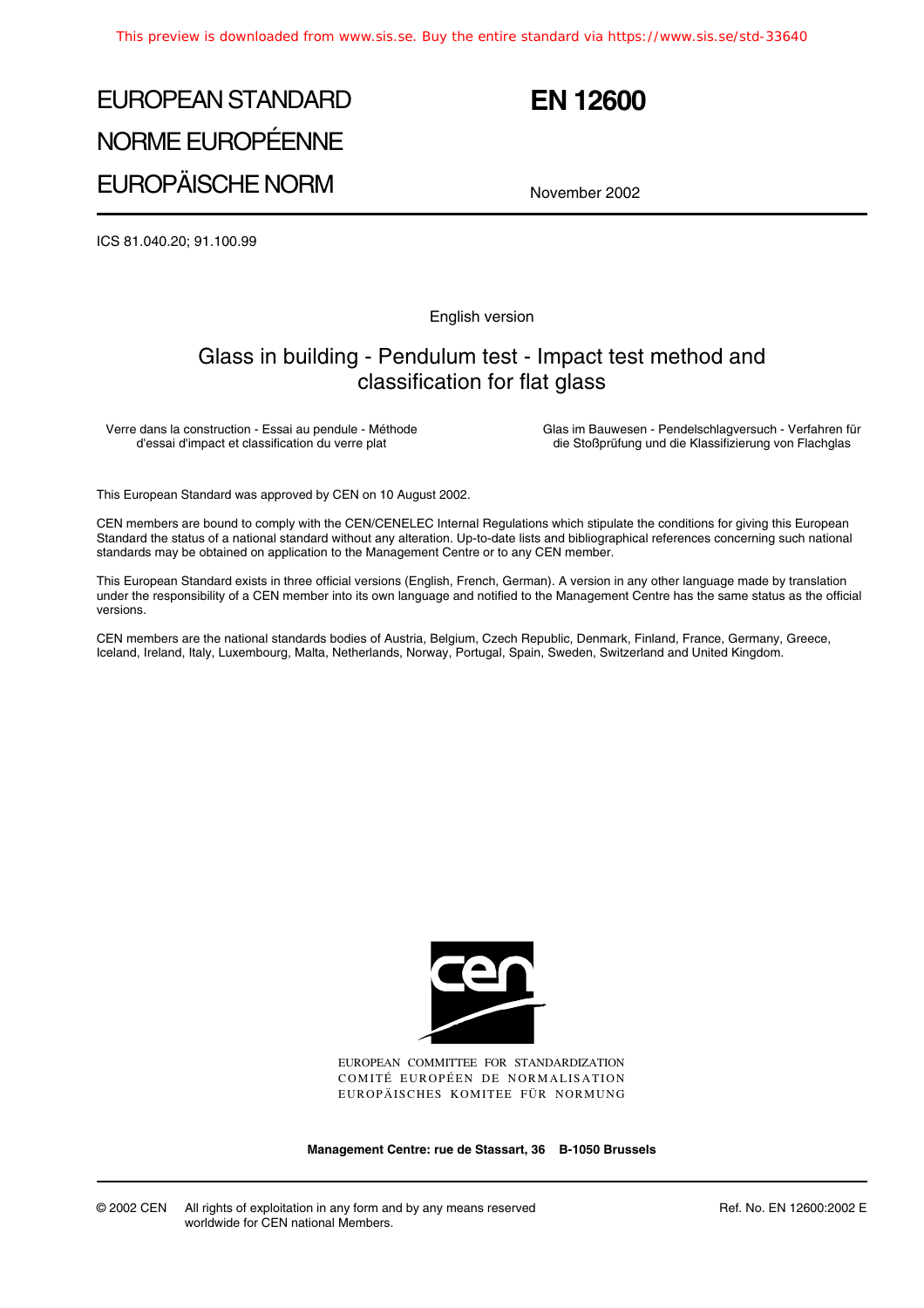This preview is downloaded from www.sis.se. Buy the entire standard via https://www.sis.se/std-33640

# EUROPEAN STANDARD
# NORME EUROPÉENNE
# EUROPÄISCHE NORM

# EN 12600

November 2002

ICS 81.040.20; 91.100.99

English version

## Glass in building - Pendulum test - Impact test method and classification for flat glass

Verre dans la construction - Essai au pendule - Méthode d'essai d'impact et classification du verre plat

Glas im Bauwesen - Pendelschlagversuch - Verfahren für die Stoßprüfung und die Klassifizierung von Flachglas

This European Standard was approved by CEN on 10 August 2002.

CEN members are bound to comply with the CEN/CENELEC Internal Regulations which stipulate the conditions for giving this European Standard the status of a national standard without any alteration. Up-to-date lists and bibliographical references concerning such national standards may be obtained on application to the Management Centre or to any CEN member.

This European Standard exists in three official versions (English, French, German). A version in any other language made by translation under the responsibility of a CEN member into its own language and notified to the Management Centre has the same status as the official versions.

CEN members are the national standards bodies of Austria, Belgium, Czech Republic, Denmark, Finland, France, Germany, Greece, Iceland, Ireland, Italy, Luxembourg, Malta, Netherlands, Norway, Portugal, Spain, Sweden, Switzerland and United Kingdom.

EUROPEAN COMMITTEE FOR STANDARDIZATION
COMITÉ EUROPÉEN DE NORMALISATION
EUROPÄISCHES KOMITEE FÜR NORMUNG

**Management Centre: rue de Stassart, 36 B-1050 Brussels**

© 2002 CEN All rights of exploitation in any form and by any means reserved worldwide for CEN national Members.

Ref. No. EN 12600:2002 E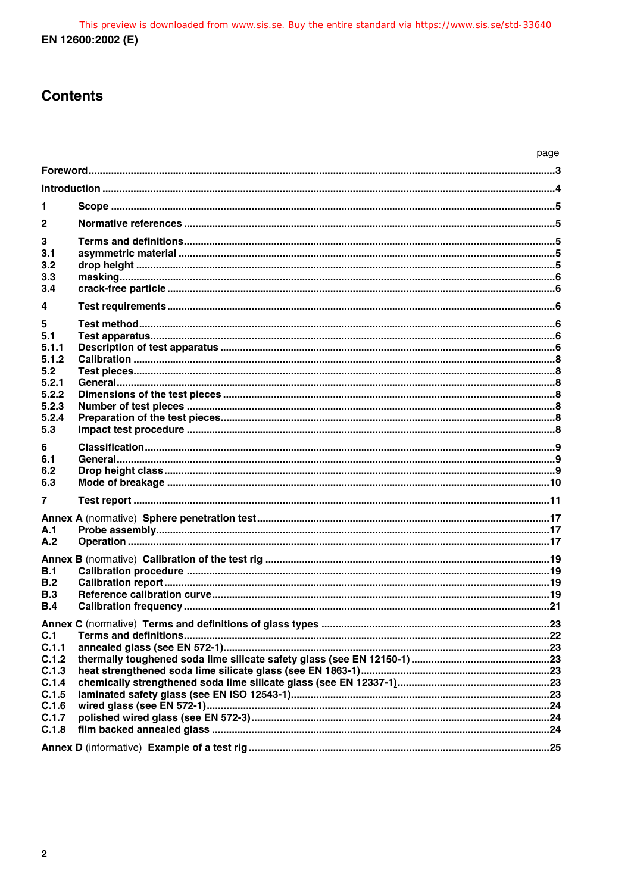# Contents

| | | page |
|---|---|---|
| **Foreword** | | **3** |
| **Introduction** | | **4** |
| **1** | **Scope** | **5** |
| **2** | **Normative references** | **5** |
| **3** | **Terms and definitions** | **5** |
| **3.1** | **asymmetric material** | **5** |
| **3.2** | **drop height** | **5** |
| **3.3** | **masking** | **6** |
| **3.4** | **crack-free particle** | **6** |
| **4** | **Test requirements** | **6** |
| **5** | **Test method** | **6** |
| **5.1** | **Test apparatus** | **6** |
| **5.1.1** | **Description of test apparatus** | **6** |
| **5.1.2** | **Calibration** | **8** |
| **5.2** | **Test pieces** | **8** |
| **5.2.1** | **General** | **8** |
| **5.2.2** | **Dimensions of the test pieces** | **8** |
| **5.2.3** | **Number of test pieces** | **8** |
| **5.2.4** | **Preparation of the test pieces** | **8** |
| **5.3** | **Impact test procedure** | **8** |
| **6** | **Classification** | **9** |
| **6.1** | **General** | **9** |
| **6.2** | **Drop height class** | **9** |
| **6.3** | **Mode of breakage** | **10** |
| **7** | **Test report** | **11** |
| **Annex A** (normative) **Sphere penetration test** | | **17** |
| **A.1** | **Probe assembly** | **17** |
| **A.2** | **Operation** | **17** |
| **Annex B** (normative) **Calibration of the test rig** | | **19** |
| **B.1** | **Calibration procedure** | **19** |
| **B.2** | **Calibration report** | **19** |
| **B.3** | **Reference calibration curve** | **19** |
| **B.4** | **Calibration frequency** | **21** |
| **Annex C** (normative) **Terms and definitions of glass types** | | **23** |
| **C.1** | **Terms and definitions** | **22** |
| **C.1.1** | **annealed glass (see EN 572-1)** | **23** |
| **C.1.2** | **thermally toughened soda lime silicate safety glass (see EN 12150-1)** | **23** |
| **C.1.3** | **heat strengthened soda lime silicate glass (see EN 1863-1)** | **23** |
| **C.1.4** | **chemically strengthened soda lime silicate glass (see EN 12337-1)** | **23** |
| **C.1.5** | **laminated safety glass (see EN ISO 12543-1)** | **23** |
| **C.1.6** | **wired glass (see EN 572-1)** | **24** |
| **C.1.7** | **polished wired glass (see EN 572-3)** | **24** |
| **C.1.8** | **film backed annealed glass** | **24** |
| **Annex D** (informative) **Example of a test rig** | | **25** |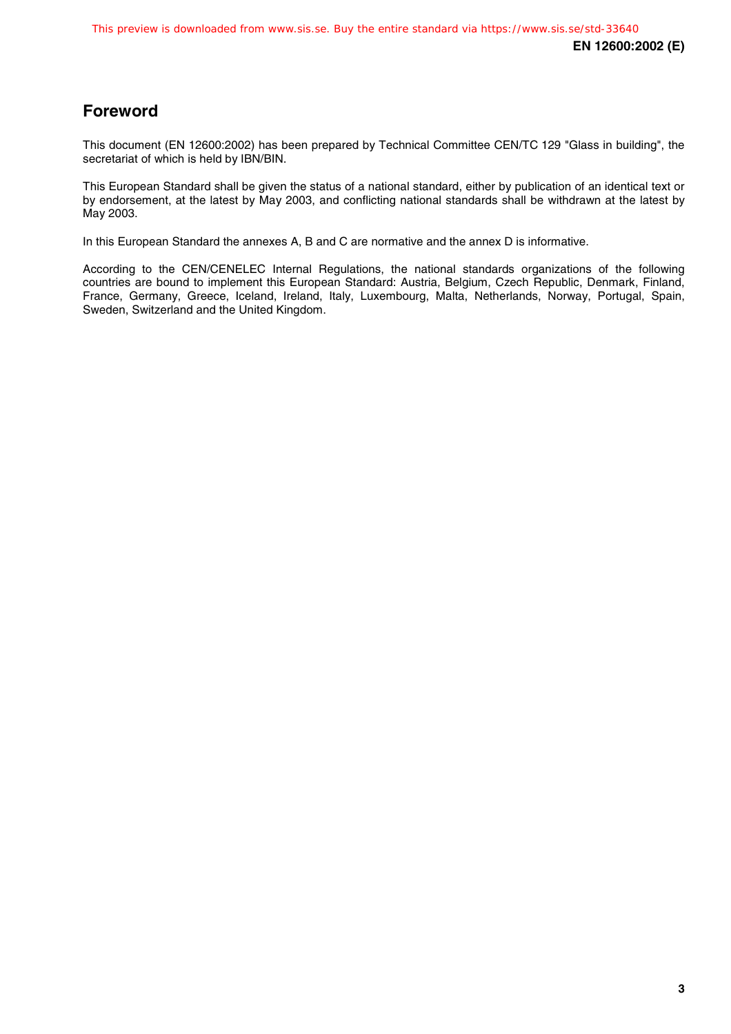## Foreword

This document (EN 12600:2002) has been prepared by Technical Committee CEN/TC 129 "Glass in building", the secretariat of which is held by IBN/BIN.

This European Standard shall be given the status of a national standard, either by publication of an identical text or by endorsement, at the latest by May 2003, and conflicting national standards shall be withdrawn at the latest by May 2003.

In this European Standard the annexes A, B and C are normative and the annex D is informative.

According to the CEN/CENELEC Internal Regulations, the national standards organizations of the following countries are bound to implement this European Standard: Austria, Belgium, Czech Republic, Denmark, Finland, France, Germany, Greece, Iceland, Ireland, Italy, Luxembourg, Malta, Netherlands, Norway, Portugal, Spain, Sweden, Switzerland and the United Kingdom.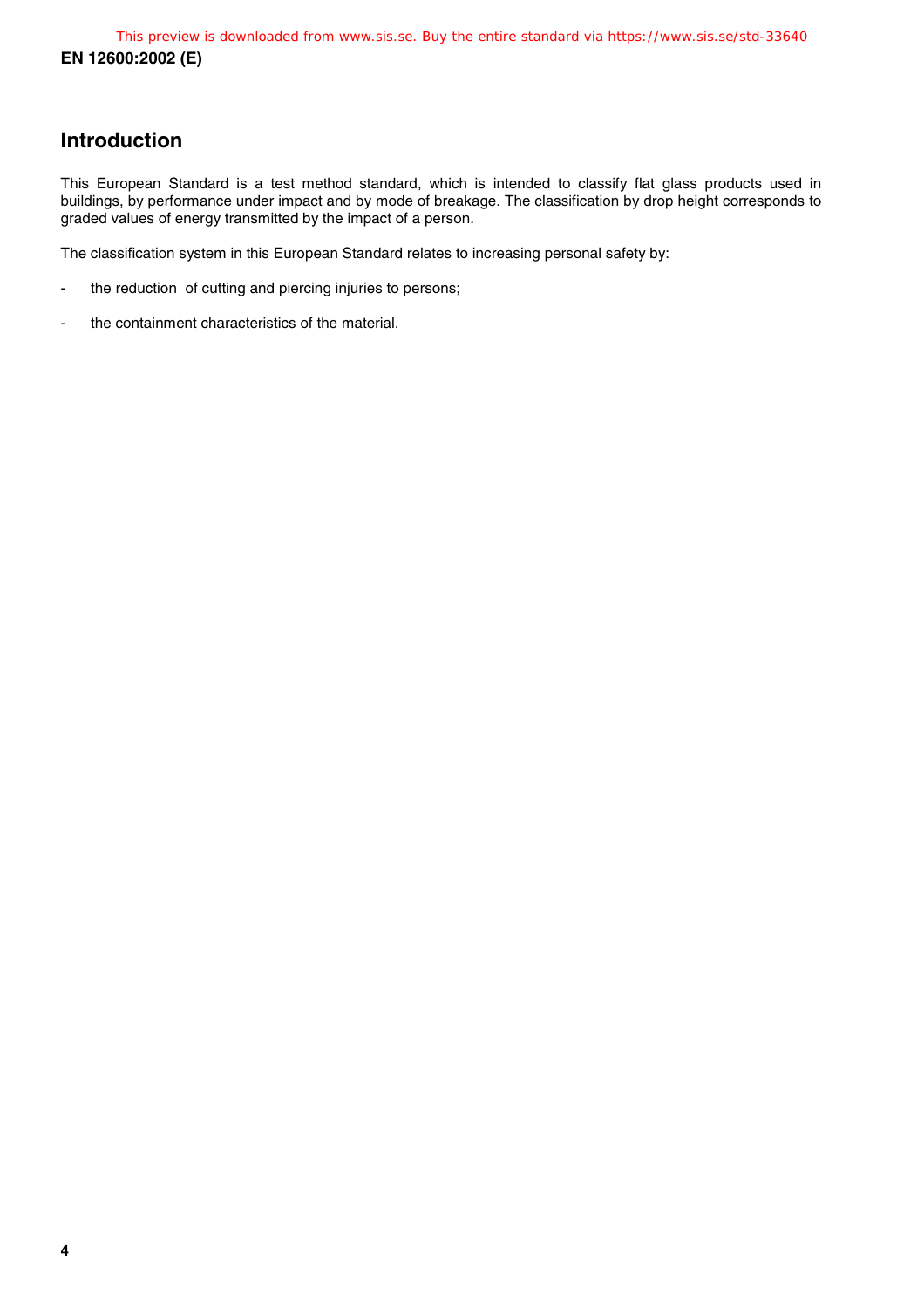## Introduction

This European Standard is a test method standard, which is intended to classify flat glass products used in buildings, by performance under impact and by mode of breakage. The classification by drop height corresponds to graded values of energy transmitted by the impact of a person.

The classification system in this European Standard relates to increasing personal safety by:

- the reduction of cutting and piercing injuries to persons;
- the containment characteristics of the material.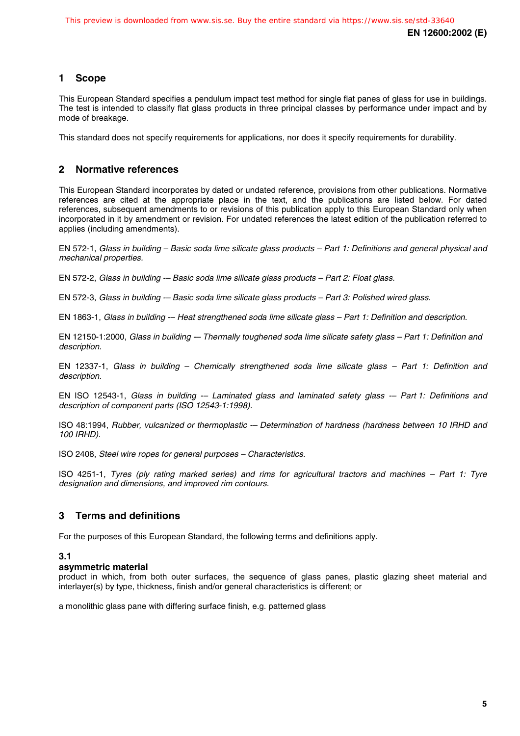## 1 Scope

This European Standard specifies a pendulum impact test method for single flat panes of glass for use in buildings. The test is intended to classify flat glass products in three principal classes by performance under impact and by mode of breakage.

This standard does not specify requirements for applications, nor does it specify requirements for durability.

## 2 Normative references

This European Standard incorporates by dated or undated reference, provisions from other publications. Normative references are cited at the appropriate place in the text, and the publications are listed below. For dated references, subsequent amendments to or revisions of this publication apply to this European Standard only when incorporated in it by amendment or revision. For undated references the latest edition of the publication referred to applies (including amendments).

EN 572-1, *Glass in building – Basic soda lime silicate glass products – Part 1: Definitions and general physical and mechanical properties.*

EN 572-2, *Glass in building -– Basic soda lime silicate glass products – Part 2: Float glass.*

EN 572-3, *Glass in building -– Basic soda lime silicate glass products – Part 3: Polished wired glass.*

EN 1863-1, *Glass in building -– Heat strengthened soda lime silicate glass – Part 1: Definition and description.*

EN 12150-1:2000, *Glass in building -– Thermally toughened soda lime silicate safety glass – Part 1: Definition and description.*

EN 12337-1, *Glass in building – Chemically strengthened soda lime silicate glass – Part 1: Definition and description.*

EN ISO 12543-1, *Glass in building -– Laminated glass and laminated safety glass -– Part 1: Definitions and description of component parts (ISO 12543-1:1998).*

ISO 48:1994, *Rubber, vulcanized or thermoplastic -– Determination of hardness (hardness between 10 IRHD and 100 IRHD).*

ISO 2408, *Steel wire ropes for general purposes – Characteristics.*

ISO 4251-1, *Tyres (ply rating marked series) and rims for agricultural tractors and machines – Part 1: Tyre designation and dimensions, and improved rim contours.*

## 3 Terms and definitions

For the purposes of this European Standard, the following terms and definitions apply.

### 3.1
**asymmetric material**
product in which, from both outer surfaces, the sequence of glass panes, plastic glazing sheet material and interlayer(s) by type, thickness, finish and/or general characteristics is different; or

a monolithic glass pane with differing surface finish, e.g. patterned glass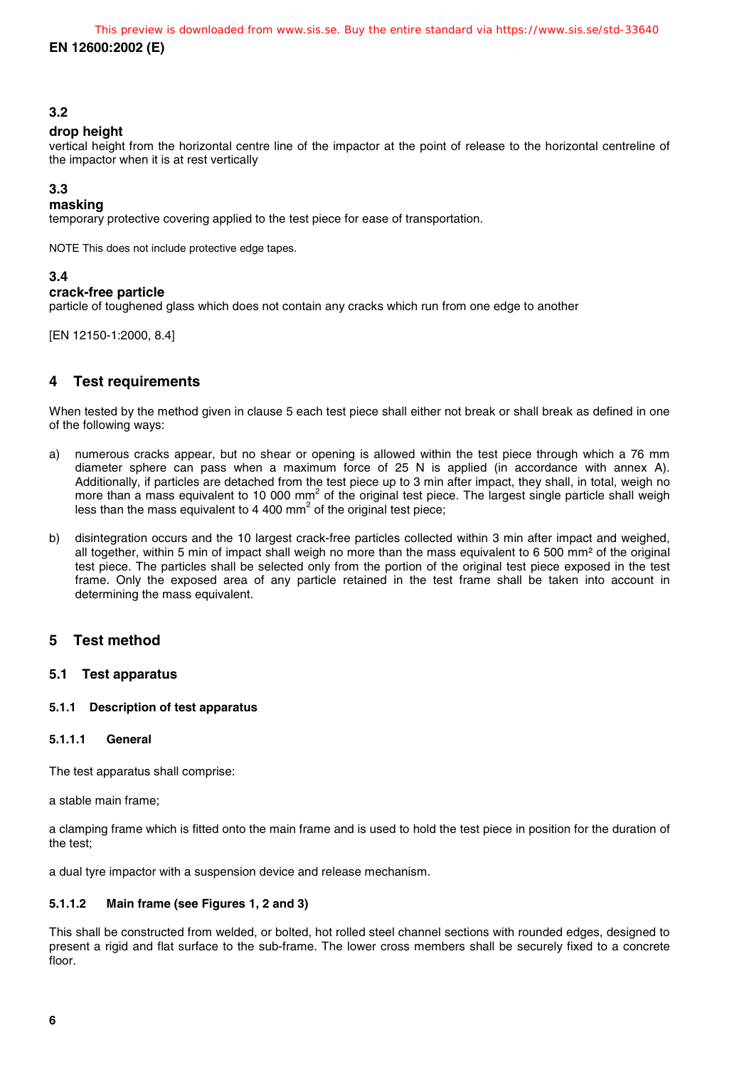### 3.2

**drop height**
vertical height from the horizontal centre line of the impactor at the point of release to the horizontal centreline of the impactor when it is at rest vertically

### 3.3

**masking**
temporary protective covering applied to the test piece for ease of transportation.

NOTE This does not include protective edge tapes.

### 3.4

**crack-free particle**
particle of toughened glass which does not contain any cracks which run from one edge to another

[EN 12150-1:2000, 8.4]

## 4 Test requirements

When tested by the method given in clause 5 each test piece shall either not break or shall break as defined in one of the following ways:

a) numerous cracks appear, but no shear or opening is allowed within the test piece through which a 76 mm diameter sphere can pass when a maximum force of 25 N is applied (in accordance with annex A). Additionally, if particles are detached from the test piece up to 3 min after impact, they shall, in total, weigh no more than a mass equivalent to 10 000 $mm^2$ of the original test piece. The largest single particle shall weigh less than the mass equivalent to 4 400 $mm^2$ of the original test piece;

b) disintegration occurs and the 10 largest crack-free particles collected within 3 min after impact and weighed, all together, within 5 min of impact shall weigh no more than the mass equivalent to 6 500 $mm^2$ of the original test piece. The particles shall be selected only from the portion of the original test piece exposed in the test frame. Only the exposed area of any particle retained in the test frame shall be taken into account in determining the mass equivalent.

## 5 Test method

### 5.1 Test apparatus

#### 5.1.1 Description of test apparatus

##### 5.1.1.1 General

The test apparatus shall comprise:

a stable main frame;

a clamping frame which is fitted onto the main frame and is used to hold the test piece in position for the duration of the test;

a dual tyre impactor with a suspension device and release mechanism.

##### 5.1.1.2 Main frame (see Figures 1, 2 and 3)

This shall be constructed from welded, or bolted, hot rolled steel channel sections with rounded edges, designed to present a rigid and flat surface to the sub-frame. The lower cross members shall be securely fixed to a concrete floor.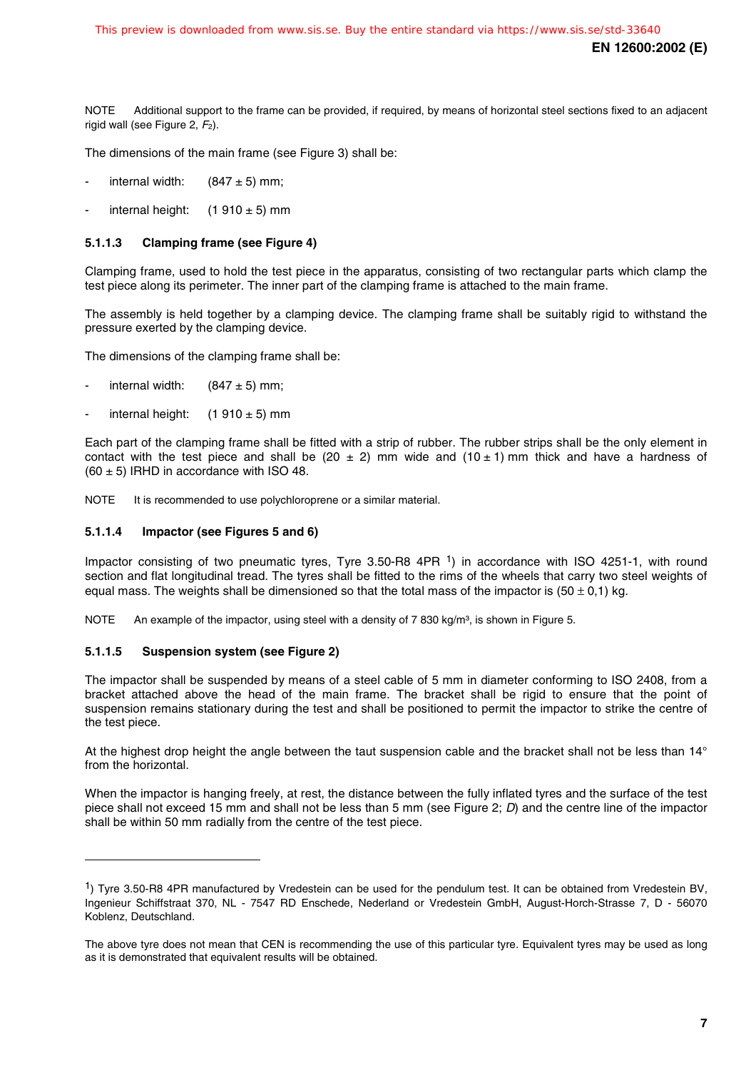NOTE Additional support to the frame can be provided, if required, by means of horizontal steel sections fixed to an adjacent rigid wall (see Figure 2, $F_2$).

The dimensions of the main frame (see Figure 3) shall be:

- internal width: (847 ± 5) mm;
- internal height: (1 910 ± 5) mm

#### 5.1.1.3 Clamping frame (see Figure 4)

Clamping frame, used to hold the test piece in the apparatus, consisting of two rectangular parts which clamp the test piece along its perimeter. The inner part of the clamping frame is attached to the main frame.

The assembly is held together by a clamping device. The clamping frame shall be suitably rigid to withstand the pressure exerted by the clamping device.

The dimensions of the clamping frame shall be:

- internal width: (847 ± 5) mm;
- internal height: (1 910 ± 5) mm

Each part of the clamping frame shall be fitted with a strip of rubber. The rubber strips shall be the only element in contact with the test piece and shall be (20 ± 2) mm wide and (10 ± 1) mm thick and have a hardness of (60 ± 5) IRHD in accordance with ISO 48.

NOTE It is recommended to use polychloroprene or a similar material.

#### 5.1.1.4 Impactor (see Figures 5 and 6)

Impactor consisting of two pneumatic tyres, Tyre 3.50-R8 4PR [1]) in accordance with ISO 4251-1, with round section and flat longitudinal tread. The tyres shall be fitted to the rims of the wheels that carry two steel weights of equal mass. The weights shall be dimensioned so that the total mass of the impactor is (50 ± 0,1) kg.

NOTE An example of the impactor, using steel with a density of 7 830 kg/m³, is shown in Figure 5.

#### 5.1.1.5 Suspension system (see Figure 2)

The impactor shall be suspended by means of a steel cable of 5 mm in diameter conforming to ISO 2408, from a bracket attached above the head of the main frame. The bracket shall be rigid to ensure that the point of suspension remains stationary during the test and shall be positioned to permit the impactor to strike the centre of the test piece.

At the highest drop height the angle between the taut suspension cable and the bracket shall not be less than 14° from the horizontal.

When the impactor is hanging freely, at rest, the distance between the fully inflated tyres and the surface of the test piece shall not exceed 15 mm and shall not be less than 5 mm (see Figure 2; *D*) and the centre line of the impactor shall be within 50 mm radially from the centre of the test piece.

---

[1]) Tyre 3.50-R8 4PR manufactured by Vredestein can be used for the pendulum test. It can be obtained from Vredestein BV, Ingenieur Schiffstraat 370, NL - 7547 RD Enschede, Nederland or Vredestein GmbH, August-Horch-Strasse 7, D - 56070 Koblenz, Deutschland.

The above tyre does not mean that CEN is recommending the use of this particular tyre. Equivalent tyres may be used as long as it is demonstrated that equivalent results will be obtained.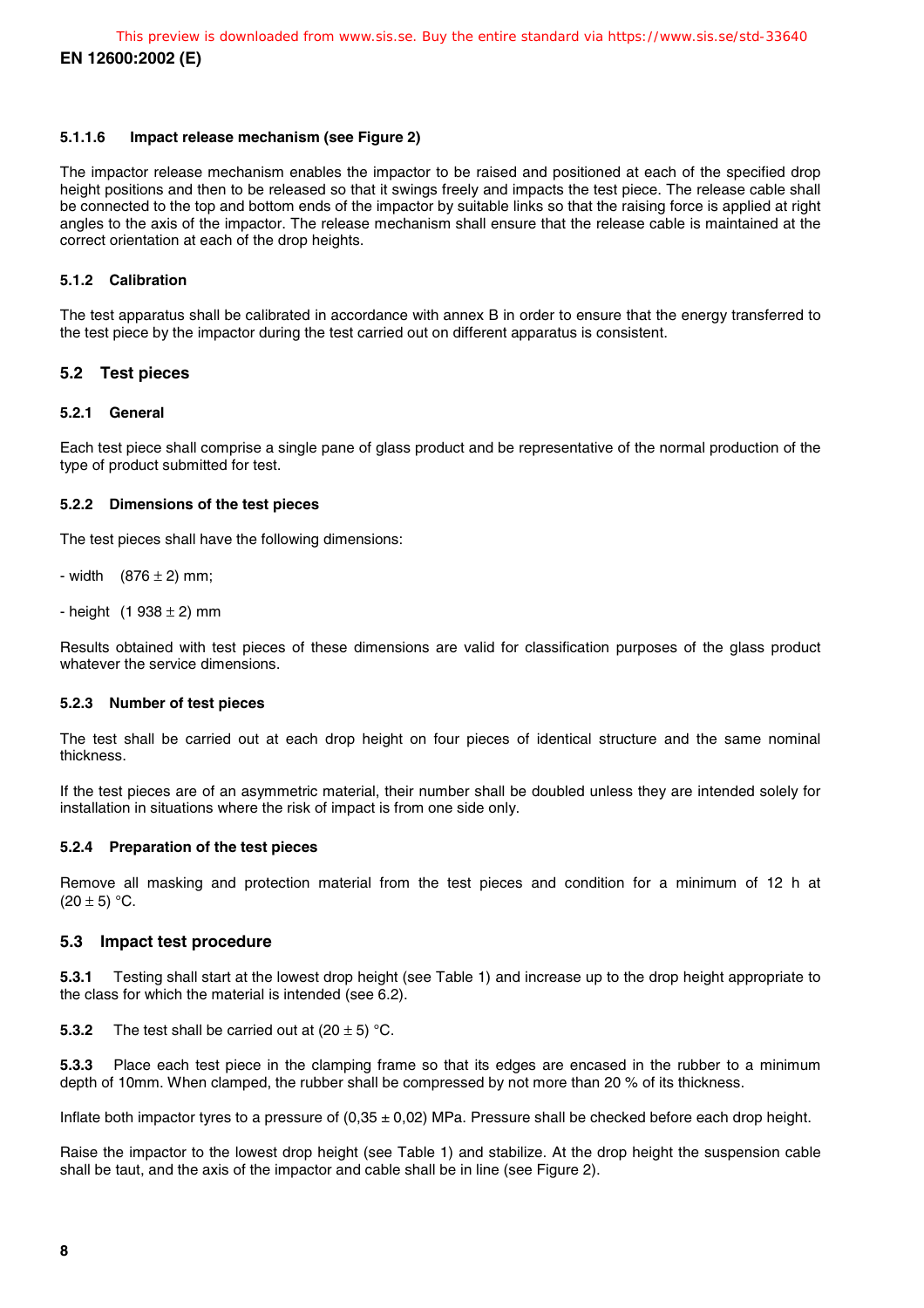#### 5.1.1.6 Impact release mechanism (see Figure 2)

The impactor release mechanism enables the impactor to be raised and positioned at each of the specified drop height positions and then to be released so that it swings freely and impacts the test piece. The release cable shall be connected to the top and bottom ends of the impactor by suitable links so that the raising force is applied at right angles to the axis of the impactor. The release mechanism shall ensure that the release cable is maintained at the correct orientation at each of the drop heights.

### 5.1.2 Calibration

The test apparatus shall be calibrated in accordance with annex B in order to ensure that the energy transferred to the test piece by the impactor during the test carried out on different apparatus is consistent.

## 5.2 Test pieces

### 5.2.1 General

Each test piece shall comprise a single pane of glass product and be representative of the normal production of the type of product submitted for test.

### 5.2.2 Dimensions of the test pieces

The test pieces shall have the following dimensions:

- width (876 ± 2) mm;

- height (1 938 ± 2) mm

Results obtained with test pieces of these dimensions are valid for classification purposes of the glass product whatever the service dimensions.

### 5.2.3 Number of test pieces

The test shall be carried out at each drop height on four pieces of identical structure and the same nominal thickness.

If the test pieces are of an asymmetric material, their number shall be doubled unless they are intended solely for installation in situations where the risk of impact is from one side only.

### 5.2.4 Preparation of the test pieces

Remove all masking and protection material from the test pieces and condition for a minimum of 12 h at (20 ± 5) °C.

## 5.3 Impact test procedure

**5.3.1** Testing shall start at the lowest drop height (see Table 1) and increase up to the drop height appropriate to the class for which the material is intended (see 6.2).

**5.3.2** The test shall be carried out at (20 ± 5) °C.

**5.3.3** Place each test piece in the clamping frame so that its edges are encased in the rubber to a minimum depth of 10mm. When clamped, the rubber shall be compressed by not more than 20 % of its thickness.

Inflate both impactor tyres to a pressure of (0,35 ± 0,02) MPa. Pressure shall be checked before each drop height.

Raise the impactor to the lowest drop height (see Table 1) and stabilize. At the drop height the suspension cable shall be taut, and the axis of the impactor and cable shall be in line (see Figure 2).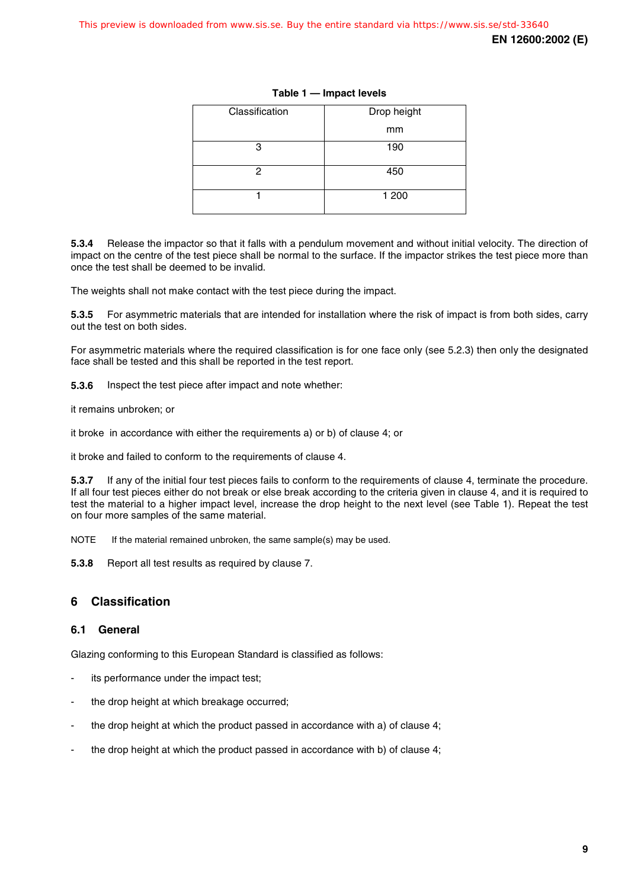**Table 1 — Impact levels**

| Classification | Drop height<br>mm |
|---|---|
| 3 | 190 |
| 2 | 450 |
| 1 | 1 200 |

**5.3.4** Release the impactor so that it falls with a pendulum movement and without initial velocity. The direction of impact on the centre of the test piece shall be normal to the surface. If the impactor strikes the test piece more than once the test shall be deemed to be invalid.

The weights shall not make contact with the test piece during the impact.

**5.3.5** For asymmetric materials that are intended for installation where the risk of impact is from both sides, carry out the test on both sides.

For asymmetric materials where the required classification is for one face only (see 5.2.3) then only the designated face shall be tested and this shall be reported in the test report.

**5.3.6** Inspect the test piece after impact and note whether:

it remains unbroken; or

it broke in accordance with either the requirements a) or b) of clause 4; or

it broke and failed to conform to the requirements of clause 4.

**5.3.7** If any of the initial four test pieces fails to conform to the requirements of clause 4, terminate the procedure. If all four test pieces either do not break or else break according to the criteria given in clause 4, and it is required to test the material to a higher impact level, increase the drop height to the next level (see Table 1). Repeat the test on four more samples of the same material.

NOTE If the material remained unbroken, the same sample(s) may be used.

**5.3.8** Report all test results as required by clause 7.

## 6 Classification

### 6.1 General

Glazing conforming to this European Standard is classified as follows:

- its performance under the impact test;
- the drop height at which breakage occurred;
- the drop height at which the product passed in accordance with a) of clause 4;
- the drop height at which the product passed in accordance with b) of clause 4;